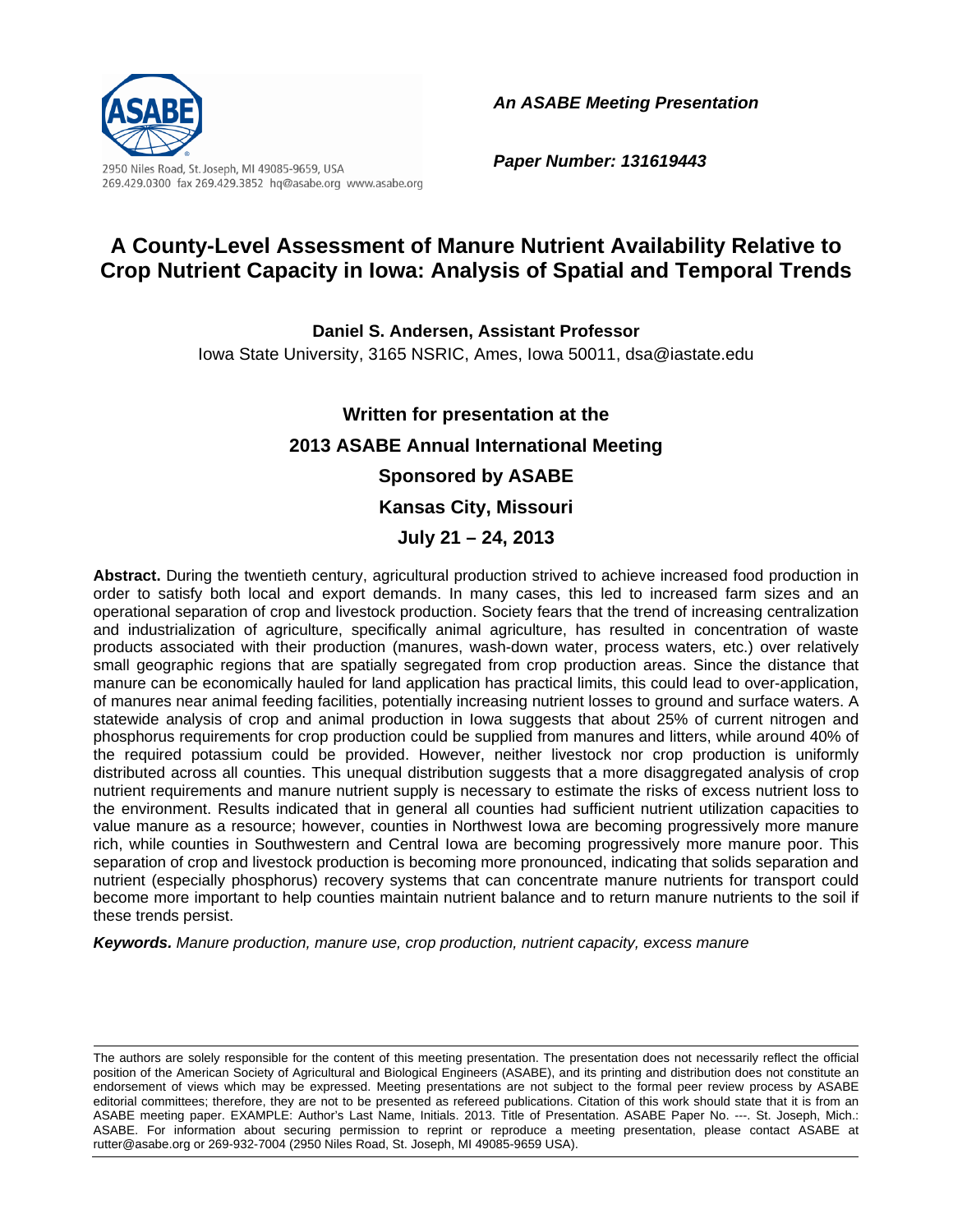2950 Niles Road, St. Joseph, MI 49085-9659, USA
269.429.0300 fax 269.429.3852 hq@asabe.org www.asabe.org

***An ASABE Meeting Presentation***

***Paper Number: 131619443***

# A County-Level Assessment of Manure Nutrient Availability Relative to Crop Nutrient Capacity in Iowa: Analysis of Spatial and Temporal Trends

**Daniel S. Andersen, Assistant Professor**

Iowa State University, 3165 NSRIC, Ames, Iowa 50011, dsa@iastate.edu

**Written for presentation at the**

**2013 ASABE Annual International Meeting**

**Sponsored by ASABE**

**Kansas City, Missouri**

**July 21 – 24, 2013**

**Abstract.** During the twentieth century, agricultural production strived to achieve increased food production in order to satisfy both local and export demands. In many cases, this led to increased farm sizes and an operational separation of crop and livestock production. Society fears that the trend of increasing centralization and industrialization of agriculture, specifically animal agriculture, has resulted in concentration of waste products associated with their production (manures, wash-down water, process waters, etc.) over relatively small geographic regions that are spatially segregated from crop production areas. Since the distance that manure can be economically hauled for land application has practical limits, this could lead to over-application, of manures near animal feeding facilities, potentially increasing nutrient losses to ground and surface waters. A statewide analysis of crop and animal production in Iowa suggests that about 25% of current nitrogen and phosphorus requirements for crop production could be supplied from manures and litters, while around 40% of the required potassium could be provided. However, neither livestock nor crop production is uniformly distributed across all counties. This unequal distribution suggests that a more disaggregated analysis of crop nutrient requirements and manure nutrient supply is necessary to estimate the risks of excess nutrient loss to the environment. Results indicated that in general all counties had sufficient nutrient utilization capacities to value manure as a resource; however, counties in Northwest Iowa are becoming progressively more manure rich, while counties in Southwestern and Central Iowa are becoming progressively more manure poor. This separation of crop and livestock production is becoming more pronounced, indicating that solids separation and nutrient (especially phosphorus) recovery systems that can concentrate manure nutrients for transport could become more important to help counties maintain nutrient balance and to return manure nutrients to the soil if these trends persist.

***Keywords.*** *Manure production, manure use, crop production, nutrient capacity, excess manure*

---

The authors are solely responsible for the content of this meeting presentation. The presentation does not necessarily reflect the official position of the American Society of Agricultural and Biological Engineers (ASABE), and its printing and distribution does not constitute an endorsement of views which may be expressed. Meeting presentations are not subject to the formal peer review process by ASABE editorial committees; therefore, they are not to be presented as refereed publications. Citation of this work should state that it is from an ASABE meeting paper. EXAMPLE: Author's Last Name, Initials. 2013. Title of Presentation. ASABE Paper No. ---. St. Joseph, Mich.: ASABE. For information about securing permission to reprint or reproduce a meeting presentation, please contact ASABE at rutter@asabe.org or 269-932-7004 (2950 Niles Road, St. Joseph, MI 49085-9659 USA).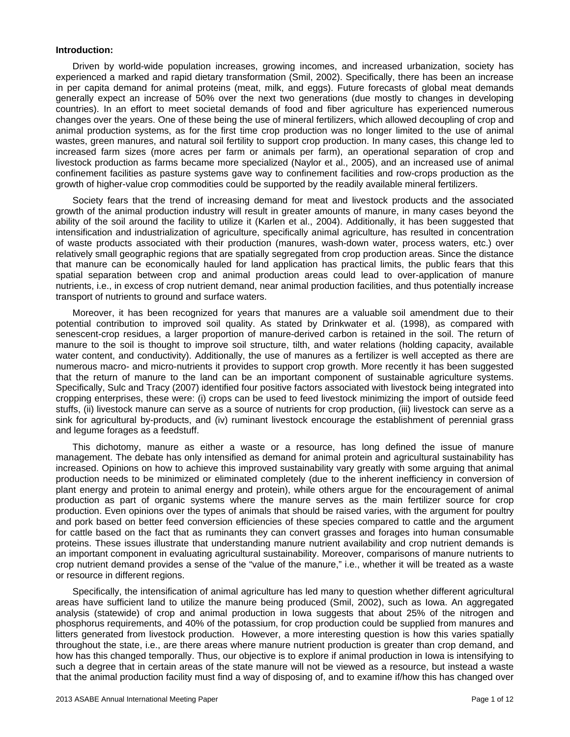**Introduction:**

Driven by world-wide population increases, growing incomes, and increased urbanization, society has experienced a marked and rapid dietary transformation (Smil, 2002). Specifically, there has been an increase in per capita demand for animal proteins (meat, milk, and eggs). Future forecasts of global meat demands generally expect an increase of 50% over the next two generations (due mostly to changes in developing countries). In an effort to meet societal demands of food and fiber agriculture has experienced numerous changes over the years. One of these being the use of mineral fertilizers, which allowed decoupling of crop and animal production systems, as for the first time crop production was no longer limited to the use of animal wastes, green manures, and natural soil fertility to support crop production. In many cases, this change led to increased farm sizes (more acres per farm or animals per farm), an operational separation of crop and livestock production as farms became more specialized (Naylor et al., 2005), and an increased use of animal confinement facilities as pasture systems gave way to confinement facilities and row-crops production as the growth of higher-value crop commodities could be supported by the readily available mineral fertilizers.

Society fears that the trend of increasing demand for meat and livestock products and the associated growth of the animal production industry will result in greater amounts of manure, in many cases beyond the ability of the soil around the facility to utilize it (Karlen et al., 2004). Additionally, it has been suggested that intensification and industrialization of agriculture, specifically animal agriculture, has resulted in concentration of waste products associated with their production (manures, wash-down water, process waters, etc.) over relatively small geographic regions that are spatially segregated from crop production areas. Since the distance that manure can be economically hauled for land application has practical limits, the public fears that this spatial separation between crop and animal production areas could lead to over-application of manure nutrients, i.e., in excess of crop nutrient demand, near animal production facilities, and thus potentially increase transport of nutrients to ground and surface waters.

Moreover, it has been recognized for years that manures are a valuable soil amendment due to their potential contribution to improved soil quality. As stated by Drinkwater et al. (1998), as compared with senescent-crop residues, a larger proportion of manure-derived carbon is retained in the soil. The return of manure to the soil is thought to improve soil structure, tilth, and water relations (holding capacity, available water content, and conductivity). Additionally, the use of manures as a fertilizer is well accepted as there are numerous macro- and micro-nutrients it provides to support crop growth. More recently it has been suggested that the return of manure to the land can be an important component of sustainable agriculture systems. Specifically, Sulc and Tracy (2007) identified four positive factors associated with livestock being integrated into cropping enterprises, these were: (i) crops can be used to feed livestock minimizing the import of outside feed stuffs, (ii) livestock manure can serve as a source of nutrients for crop production, (iii) livestock can serve as a sink for agricultural by-products, and (iv) ruminant livestock encourage the establishment of perennial grass and legume forages as a feedstuff.

This dichotomy, manure as either a waste or a resource, has long defined the issue of manure management. The debate has only intensified as demand for animal protein and agricultural sustainability has increased. Opinions on how to achieve this improved sustainability vary greatly with some arguing that animal production needs to be minimized or eliminated completely (due to the inherent inefficiency in conversion of plant energy and protein to animal energy and protein), while others argue for the encouragement of animal production as part of organic systems where the manure serves as the main fertilizer source for crop production. Even opinions over the types of animals that should be raised varies, with the argument for poultry and pork based on better feed conversion efficiencies of these species compared to cattle and the argument for cattle based on the fact that as ruminants they can convert grasses and forages into human consumable proteins. These issues illustrate that understanding manure nutrient availability and crop nutrient demands is an important component in evaluating agricultural sustainability. Moreover, comparisons of manure nutrients to crop nutrient demand provides a sense of the "value of the manure," i.e., whether it will be treated as a waste or resource in different regions.

Specifically, the intensification of animal agriculture has led many to question whether different agricultural areas have sufficient land to utilize the manure being produced (Smil, 2002), such as Iowa. An aggregated analysis (statewide) of crop and animal production in Iowa suggests that about 25% of the nitrogen and phosphorus requirements, and 40% of the potassium, for crop production could be supplied from manures and litters generated from livestock production. However, a more interesting question is how this varies spatially throughout the state, i.e., are there areas where manure nutrient production is greater than crop demand, and how has this changed temporally. Thus, our objective is to explore if animal production in Iowa is intensifying to such a degree that in certain areas of the state manure will not be viewed as a resource, but instead a waste that the animal production facility must find a way of disposing of, and to examine if/how this has changed over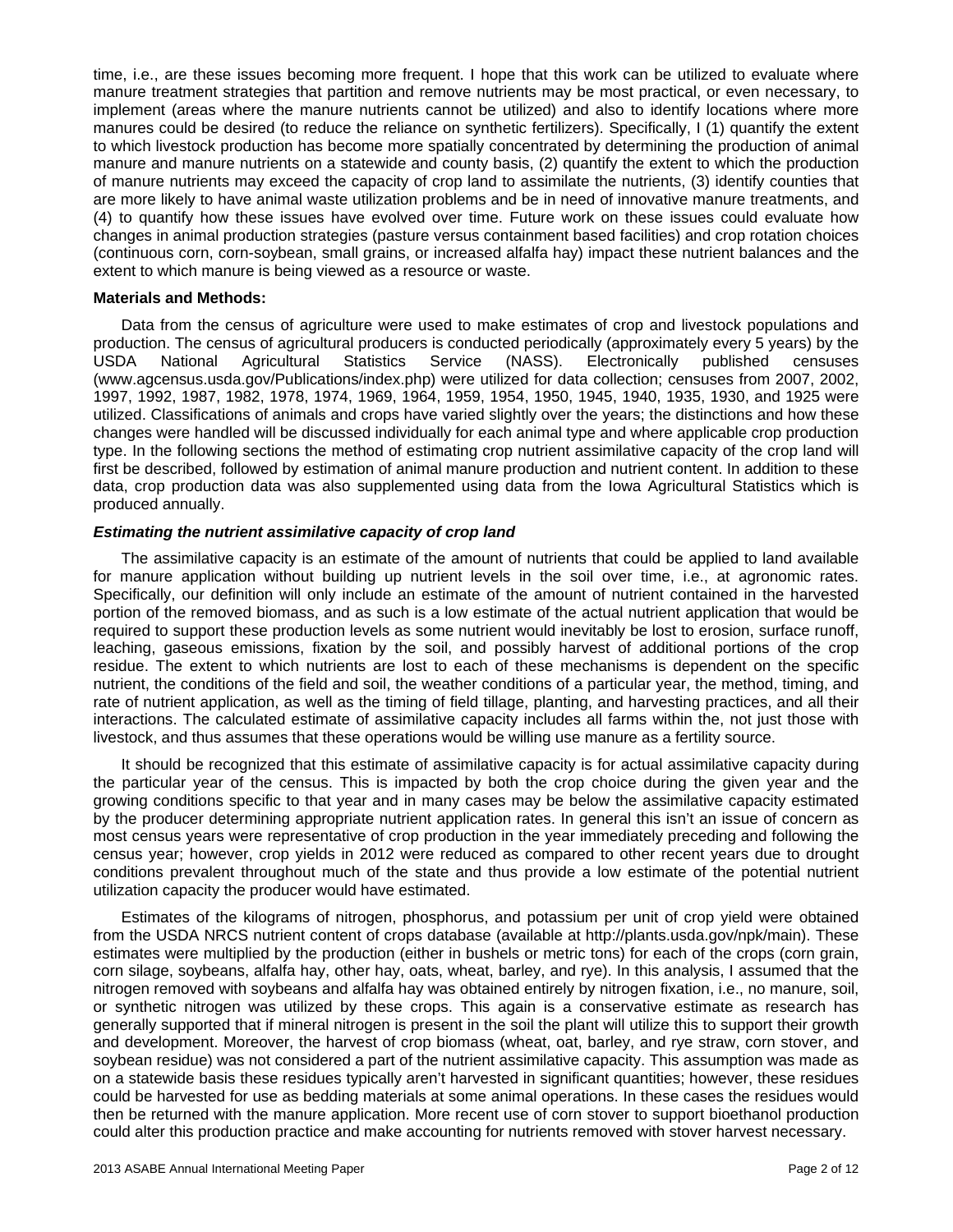time, i.e., are these issues becoming more frequent. I hope that this work can be utilized to evaluate where manure treatment strategies that partition and remove nutrients may be most practical, or even necessary, to implement (areas where the manure nutrients cannot be utilized) and also to identify locations where more manures could be desired (to reduce the reliance on synthetic fertilizers). Specifically, I (1) quantify the extent to which livestock production has become more spatially concentrated by determining the production of animal manure and manure nutrients on a statewide and county basis, (2) quantify the extent to which the production of manure nutrients may exceed the capacity of crop land to assimilate the nutrients, (3) identify counties that are more likely to have animal waste utilization problems and be in need of innovative manure treatments, and (4) to quantify how these issues have evolved over time. Future work on these issues could evaluate how changes in animal production strategies (pasture versus containment based facilities) and crop rotation choices (continuous corn, corn-soybean, small grains, or increased alfalfa hay) impact these nutrient balances and the extent to which manure is being viewed as a resource or waste.

**Materials and Methods:**

Data from the census of agriculture were used to make estimates of crop and livestock populations and production. The census of agricultural producers is conducted periodically (approximately every 5 years) by the USDA National Agricultural Statistics Service (NASS). Electronically published censuses (www.agcensus.usda.gov/Publications/index.php) were utilized for data collection; censuses from 2007, 2002, 1997, 1992, 1987, 1982, 1978, 1974, 1969, 1964, 1959, 1954, 1950, 1945, 1940, 1935, 1930, and 1925 were utilized. Classifications of animals and crops have varied slightly over the years; the distinctions and how these changes were handled will be discussed individually for each animal type and where applicable crop production type. In the following sections the method of estimating crop nutrient assimilative capacity of the crop land will first be described, followed by estimation of animal manure production and nutrient content. In addition to these data, crop production data was also supplemented using data from the Iowa Agricultural Statistics which is produced annually.

***Estimating the nutrient assimilative capacity of crop land***

The assimilative capacity is an estimate of the amount of nutrients that could be applied to land available for manure application without building up nutrient levels in the soil over time, i.e., at agronomic rates. Specifically, our definition will only include an estimate of the amount of nutrient contained in the harvested portion of the removed biomass, and as such is a low estimate of the actual nutrient application that would be required to support these production levels as some nutrient would inevitably be lost to erosion, surface runoff, leaching, gaseous emissions, fixation by the soil, and possibly harvest of additional portions of the crop residue. The extent to which nutrients are lost to each of these mechanisms is dependent on the specific nutrient, the conditions of the field and soil, the weather conditions of a particular year, the method, timing, and rate of nutrient application, as well as the timing of field tillage, planting, and harvesting practices, and all their interactions. The calculated estimate of assimilative capacity includes all farms within the, not just those with livestock, and thus assumes that these operations would be willing use manure as a fertility source.

It should be recognized that this estimate of assimilative capacity is for actual assimilative capacity during the particular year of the census. This is impacted by both the crop choice during the given year and the growing conditions specific to that year and in many cases may be below the assimilative capacity estimated by the producer determining appropriate nutrient application rates. In general this isn't an issue of concern as most census years were representative of crop production in the year immediately preceding and following the census year; however, crop yields in 2012 were reduced as compared to other recent years due to drought conditions prevalent throughout much of the state and thus provide a low estimate of the potential nutrient utilization capacity the producer would have estimated.

Estimates of the kilograms of nitrogen, phosphorus, and potassium per unit of crop yield were obtained from the USDA NRCS nutrient content of crops database (available at http://plants.usda.gov/npk/main). These estimates were multiplied by the production (either in bushels or metric tons) for each of the crops (corn grain, corn silage, soybeans, alfalfa hay, other hay, oats, wheat, barley, and rye). In this analysis, I assumed that the nitrogen removed with soybeans and alfalfa hay was obtained entirely by nitrogen fixation, i.e., no manure, soil, or synthetic nitrogen was utilized by these crops. This again is a conservative estimate as research has generally supported that if mineral nitrogen is present in the soil the plant will utilize this to support their growth and development. Moreover, the harvest of crop biomass (wheat, oat, barley, and rye straw, corn stover, and soybean residue) was not considered a part of the nutrient assimilative capacity. This assumption was made as on a statewide basis these residues typically aren't harvested in significant quantities; however, these residues could be harvested for use as bedding materials at some animal operations. In these cases the residues would then be returned with the manure application. More recent use of corn stover to support bioethanol production could alter this production practice and make accounting for nutrients removed with stover harvest necessary.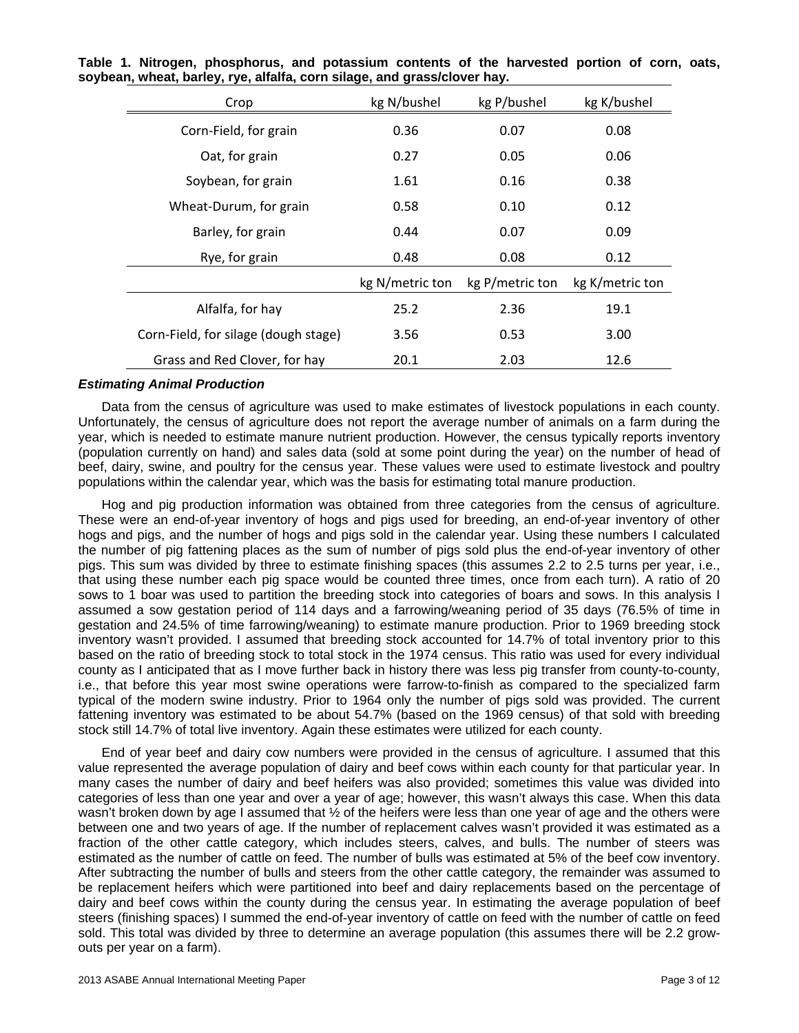**Table 1. Nitrogen, phosphorus, and potassium contents of the harvested portion of corn, oats, soybean, wheat, barley, rye, alfalfa, corn silage, and grass/clover hay.**

| Crop | kg N/bushel | kg P/bushel | kg K/bushel |
|---|---|---|---|
| Corn-Field, for grain | 0.36 | 0.07 | 0.08 |
| Oat, for grain | 0.27 | 0.05 | 0.06 |
| Soybean, for grain | 1.61 | 0.16 | 0.38 |
| Wheat-Durum, for grain | 0.58 | 0.10 | 0.12 |
| Barley, for grain | 0.44 | 0.07 | 0.09 |
| Rye, for grain | 0.48 | 0.08 | 0.12 |
| | kg N/metric ton | kg P/metric ton | kg K/metric ton |
| Alfalfa, for hay | 25.2 | 2.36 | 19.1 |
| Corn-Field, for silage (dough stage) | 3.56 | 0.53 | 3.00 |
| Grass and Red Clover, for hay | 20.1 | 2.03 | 12.6 |

### *Estimating Animal Production*

Data from the census of agriculture was used to make estimates of livestock populations in each county. Unfortunately, the census of agriculture does not report the average number of animals on a farm during the year, which is needed to estimate manure nutrient production. However, the census typically reports inventory (population currently on hand) and sales data (sold at some point during the year) on the number of head of beef, dairy, swine, and poultry for the census year. These values were used to estimate livestock and poultry populations within the calendar year, which was the basis for estimating total manure production.

Hog and pig production information was obtained from three categories from the census of agriculture. These were an end-of-year inventory of hogs and pigs used for breeding, an end-of-year inventory of other hogs and pigs, and the number of hogs and pigs sold in the calendar year. Using these numbers I calculated the number of pig fattening places as the sum of number of pigs sold plus the end-of-year inventory of other pigs. This sum was divided by three to estimate finishing spaces (this assumes 2.2 to 2.5 turns per year, i.e., that using these number each pig space would be counted three times, once from each turn). A ratio of 20 sows to 1 boar was used to partition the breeding stock into categories of boars and sows. In this analysis I assumed a sow gestation period of 114 days and a farrowing/weaning period of 35 days (76.5% of time in gestation and 24.5% of time farrowing/weaning) to estimate manure production. Prior to 1969 breeding stock inventory wasn't provided. I assumed that breeding stock accounted for 14.7% of total inventory prior to this based on the ratio of breeding stock to total stock in the 1974 census. This ratio was used for every individual county as I anticipated that as I move further back in history there was less pig transfer from county-to-county, i.e., that before this year most swine operations were farrow-to-finish as compared to the specialized farm typical of the modern swine industry. Prior to 1964 only the number of pigs sold was provided. The current fattening inventory was estimated to be about 54.7% (based on the 1969 census) of that sold with breeding stock still 14.7% of total live inventory. Again these estimates were utilized for each county.

End of year beef and dairy cow numbers were provided in the census of agriculture. I assumed that this value represented the average population of dairy and beef cows within each county for that particular year. In many cases the number of dairy and beef heifers was also provided; sometimes this value was divided into categories of less than one year and over a year of age; however, this wasn't always this case. When this data wasn't broken down by age I assumed that ½ of the heifers were less than one year of age and the others were between one and two years of age. If the number of replacement calves wasn't provided it was estimated as a fraction of the other cattle category, which includes steers, calves, and bulls. The number of steers was estimated as the number of cattle on feed. The number of bulls was estimated at 5% of the beef cow inventory. After subtracting the number of bulls and steers from the other cattle category, the remainder was assumed to be replacement heifers which were partitioned into beef and dairy replacements based on the percentage of dairy and beef cows within the county during the census year. In estimating the average population of beef steers (finishing spaces) I summed the end-of-year inventory of cattle on feed with the number of cattle on feed sold. This total was divided by three to determine an average population (this assumes there will be 2.2 grow-outs per year on a farm).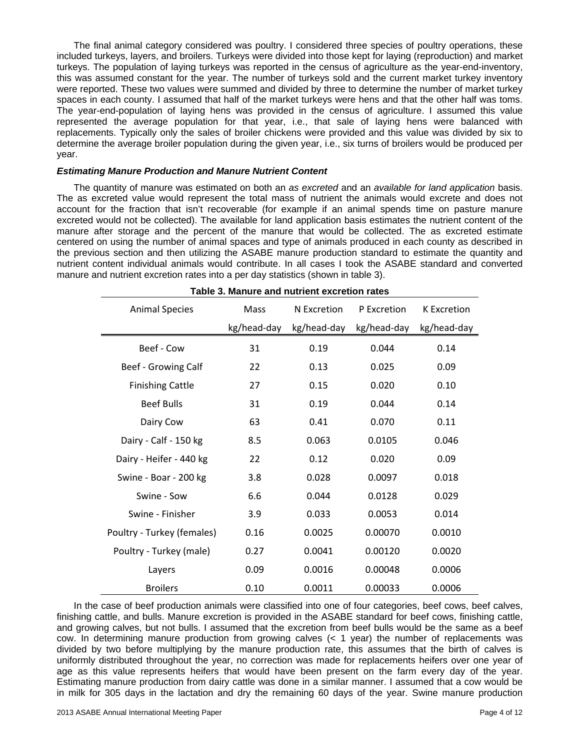The final animal category considered was poultry. I considered three species of poultry operations, these included turkeys, layers, and broilers. Turkeys were divided into those kept for laying (reproduction) and market turkeys. The population of laying turkeys was reported in the census of agriculture as the year-end-inventory, this was assumed constant for the year. The number of turkeys sold and the current market turkey inventory were reported. These two values were summed and divided by three to determine the number of market turkey spaces in each county. I assumed that half of the market turkeys were hens and that the other half was toms. The year-end-population of laying hens was provided in the census of agriculture. I assumed this value represented the average population for that year, i.e., that sale of laying hens were balanced with replacements. Typically only the sales of broiler chickens were provided and this value was divided by six to determine the average broiler population during the given year, i.e., six turns of broilers would be produced per year.

### *Estimating Manure Production and Manure Nutrient Content*

The quantity of manure was estimated on both an *as excreted* and an *available for land application* basis. The as excreted value would represent the total mass of nutrient the animals would excrete and does not account for the fraction that isn't recoverable (for example if an animal spends time on pasture manure excreted would not be collected). The available for land application basis estimates the nutrient content of the manure after storage and the percent of the manure that would be collected. The as excreted estimate centered on using the number of animal spaces and type of animals produced in each county as described in the previous section and then utilizing the ASABE manure production standard to estimate the quantity and nutrient content individual animals would contribute. In all cases I took the ASABE standard and converted manure and nutrient excretion rates into a per day statistics (shown in table 3).

**Table 3. Manure and nutrient excretion rates**

| Animal Species | Mass<br>kg/head-day | N Excretion<br>kg/head-day | P Excretion<br>kg/head-day | K Excretion<br>kg/head-day |
|---|---|---|---|---|
| Beef - Cow | 31 | 0.19 | 0.044 | 0.14 |
| Beef - Growing Calf | 22 | 0.13 | 0.025 | 0.09 |
| Finishing Cattle | 27 | 0.15 | 0.020 | 0.10 |
| Beef Bulls | 31 | 0.19 | 0.044 | 0.14 |
| Dairy Cow | 63 | 0.41 | 0.070 | 0.11 |
| Dairy - Calf - 150 kg | 8.5 | 0.063 | 0.0105 | 0.046 |
| Dairy - Heifer - 440 kg | 22 | 0.12 | 0.020 | 0.09 |
| Swine - Boar - 200 kg | 3.8 | 0.028 | 0.0097 | 0.018 |
| Swine - Sow | 6.6 | 0.044 | 0.0128 | 0.029 |
| Swine - Finisher | 3.9 | 0.033 | 0.0053 | 0.014 |
| Poultry - Turkey (females) | 0.16 | 0.0025 | 0.00070 | 0.0010 |
| Poultry - Turkey (male) | 0.27 | 0.0041 | 0.00120 | 0.0020 |
| Layers | 0.09 | 0.0016 | 0.00048 | 0.0006 |
| Broilers | 0.10 | 0.0011 | 0.00033 | 0.0006 |

In the case of beef production animals were classified into one of four categories, beef cows, beef calves, finishing cattle, and bulls. Manure excretion is provided in the ASABE standard for beef cows, finishing cattle, and growing calves, but not bulls. I assumed that the excretion from beef bulls would be the same as a beef cow. In determining manure production from growing calves (< 1 year) the number of replacements was divided by two before multiplying by the manure production rate, this assumes that the birth of calves is uniformly distributed throughout the year, no correction was made for replacements heifers over one year of age as this value represents heifers that would have been present on the farm every day of the year. Estimating manure production from dairy cattle was done in a similar manner. I assumed that a cow would be in milk for 305 days in the lactation and dry the remaining 60 days of the year. Swine manure production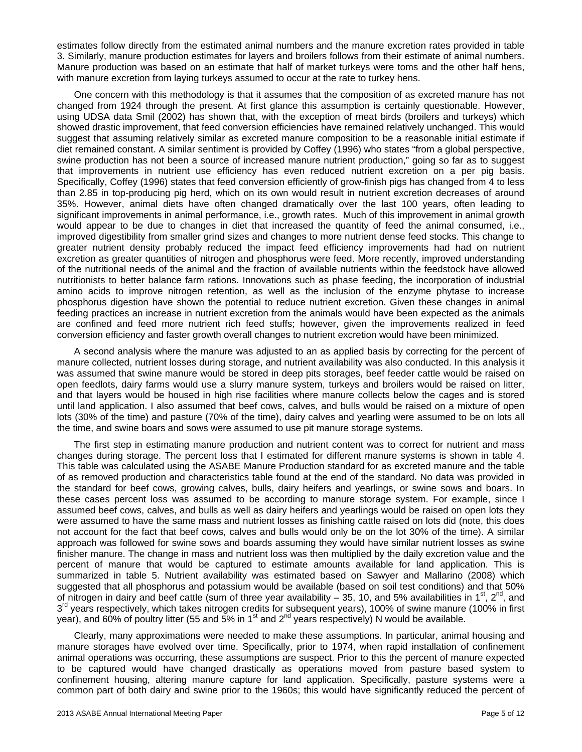estimates follow directly from the estimated animal numbers and the manure excretion rates provided in table 3. Similarly, manure production estimates for layers and broilers follows from their estimate of animal numbers. Manure production was based on an estimate that half of market turkeys were toms and the other half hens, with manure excretion from laying turkeys assumed to occur at the rate to turkey hens.

One concern with this methodology is that it assumes that the composition of as excreted manure has not changed from 1924 through the present. At first glance this assumption is certainly questionable. However, using UDSA data Smil (2002) has shown that, with the exception of meat birds (broilers and turkeys) which showed drastic improvement, that feed conversion efficiencies have remained relatively unchanged. This would suggest that assuming relatively similar as excreted manure composition to be a reasonable initial estimate if diet remained constant. A similar sentiment is provided by Coffey (1996) who states "from a global perspective, swine production has not been a source of increased manure nutrient production," going so far as to suggest that improvements in nutrient use efficiency has even reduced nutrient excretion on a per pig basis. Specifically, Coffey (1996) states that feed conversion efficiently of grow-finish pigs has changed from 4 to less than 2.85 in top-producing pig herd, which on its own would result in nutrient excretion decreases of around 35%. However, animal diets have often changed dramatically over the last 100 years, often leading to significant improvements in animal performance, i.e., growth rates. Much of this improvement in animal growth would appear to be due to changes in diet that increased the quantity of feed the animal consumed, i.e., improved digestibility from smaller grind sizes and changes to more nutrient dense feed stocks. This change to greater nutrient density probably reduced the impact feed efficiency improvements had had on nutrient excretion as greater quantities of nitrogen and phosphorus were feed. More recently, improved understanding of the nutritional needs of the animal and the fraction of available nutrients within the feedstock have allowed nutritionists to better balance farm rations. Innovations such as phase feeding, the incorporation of industrial amino acids to improve nitrogen retention, as well as the inclusion of the enzyme phytase to increase phosphorus digestion have shown the potential to reduce nutrient excretion. Given these changes in animal feeding practices an increase in nutrient excretion from the animals would have been expected as the animals are confined and feed more nutrient rich feed stuffs; however, given the improvements realized in feed conversion efficiency and faster growth overall changes to nutrient excretion would have been minimized.

A second analysis where the manure was adjusted to an as applied basis by correcting for the percent of manure collected, nutrient losses during storage, and nutrient availability was also conducted. In this analysis it was assumed that swine manure would be stored in deep pits storages, beef feeder cattle would be raised on open feedlots, dairy farms would use a slurry manure system, turkeys and broilers would be raised on litter, and that layers would be housed in high rise facilities where manure collects below the cages and is stored until land application. I also assumed that beef cows, calves, and bulls would be raised on a mixture of open lots (30% of the time) and pasture (70% of the time), dairy calves and yearling were assumed to be on lots all the time, and swine boars and sows were assumed to use pit manure storage systems.

The first step in estimating manure production and nutrient content was to correct for nutrient and mass changes during storage. The percent loss that I estimated for different manure systems is shown in table 4. This table was calculated using the ASABE Manure Production standard for as excreted manure and the table of as removed production and characteristics table found at the end of the standard. No data was provided in the standard for beef cows, growing calves, bulls, dairy heifers and yearlings, or swine sows and boars. In these cases percent loss was assumed to be according to manure storage system. For example, since I assumed beef cows, calves, and bulls as well as dairy heifers and yearlings would be raised on open lots they were assumed to have the same mass and nutrient losses as finishing cattle raised on lots did (note, this does not account for the fact that beef cows, calves and bulls would only be on the lot 30% of the time). A similar approach was followed for swine sows and boards assuming they would have similar nutrient losses as swine finisher manure. The change in mass and nutrient loss was then multiplied by the daily excretion value and the percent of manure that would be captured to estimate amounts available for land application. This is summarized in table 5. Nutrient availability was estimated based on Sawyer and Mallarino (2008) which suggested that all phosphorus and potassium would be available (based on soil test conditions) and that 50% of nitrogen in dairy and beef cattle (sum of three year availability – 35, 10, and 5% availabilities in 1st, 2nd, and 3rd years respectively, which takes nitrogen credits for subsequent years), 100% of swine manure (100% in first year), and 60% of poultry litter (55 and 5% in 1st and 2nd years respectively) N would be available.

Clearly, many approximations were needed to make these assumptions. In particular, animal housing and manure storages have evolved over time. Specifically, prior to 1974, when rapid installation of confinement animal operations was occurring, these assumptions are suspect. Prior to this the percent of manure expected to be captured would have changed drastically as operations moved from pasture based system to confinement housing, altering manure capture for land application. Specifically, pasture systems were a common part of both dairy and swine prior to the 1960s; this would have significantly reduced the percent of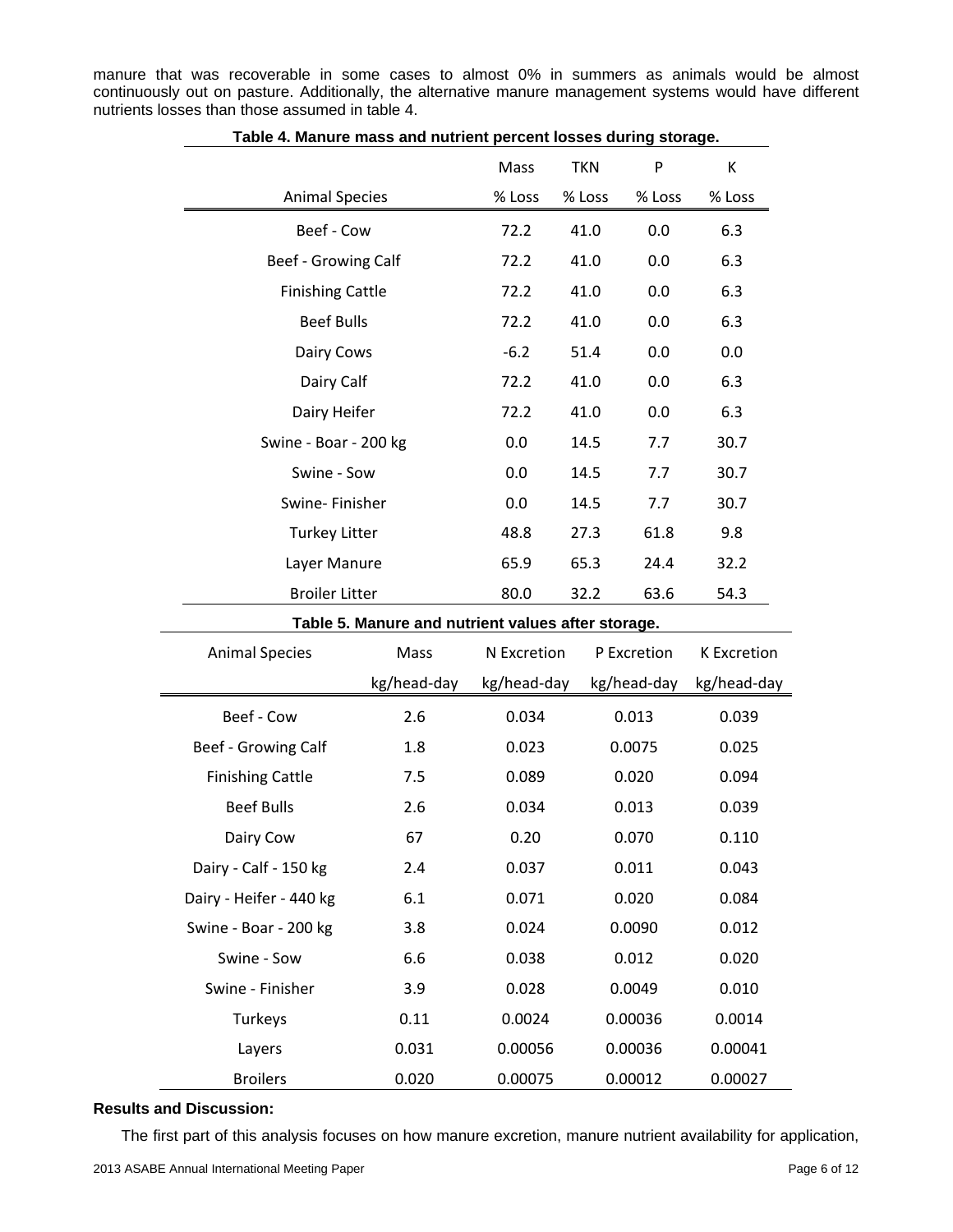manure that was recoverable in some cases to almost 0% in summers as animals would be almost continuously out on pasture. Additionally, the alternative manure management systems would have different nutrients losses than those assumed in table 4.

**Table 4. Manure mass and nutrient percent losses during storage.**

| Animal Species | Mass % Loss | TKN % Loss | P % Loss | K % Loss |
|---|---|---|---|---|
| Beef - Cow | 72.2 | 41.0 | 0.0 | 6.3 |
| Beef - Growing Calf | 72.2 | 41.0 | 0.0 | 6.3 |
| Finishing Cattle | 72.2 | 41.0 | 0.0 | 6.3 |
| Beef Bulls | 72.2 | 41.0 | 0.0 | 6.3 |
| Dairy Cows | -6.2 | 51.4 | 0.0 | 0.0 |
| Dairy Calf | 72.2 | 41.0 | 0.0 | 6.3 |
| Dairy Heifer | 72.2 | 41.0 | 0.0 | 6.3 |
| Swine - Boar - 200 kg | 0.0 | 14.5 | 7.7 | 30.7 |
| Swine - Sow | 0.0 | 14.5 | 7.7 | 30.7 |
| Swine- Finisher | 0.0 | 14.5 | 7.7 | 30.7 |
| Turkey Litter | 48.8 | 27.3 | 61.8 | 9.8 |
| Layer Manure | 65.9 | 65.3 | 24.4 | 32.2 |
| Broiler Litter | 80.0 | 32.2 | 63.6 | 54.3 |

**Table 5. Manure and nutrient values after storage.**

| Animal Species | Mass kg/head-day | N Excretion kg/head-day | P Excretion kg/head-day | K Excretion kg/head-day |
|---|---|---|---|---|
| Beef - Cow | 2.6 | 0.034 | 0.013 | 0.039 |
| Beef - Growing Calf | 1.8 | 0.023 | 0.0075 | 0.025 |
| Finishing Cattle | 7.5 | 0.089 | 0.020 | 0.094 |
| Beef Bulls | 2.6 | 0.034 | 0.013 | 0.039 |
| Dairy Cow | 67 | 0.20 | 0.070 | 0.110 |
| Dairy - Calf - 150 kg | 2.4 | 0.037 | 0.011 | 0.043 |
| Dairy - Heifer - 440 kg | 6.1 | 0.071 | 0.020 | 0.084 |
| Swine - Boar - 200 kg | 3.8 | 0.024 | 0.0090 | 0.012 |
| Swine - Sow | 6.6 | 0.038 | 0.012 | 0.020 |
| Swine - Finisher | 3.9 | 0.028 | 0.0049 | 0.010 |
| Turkeys | 0.11 | 0.0024 | 0.00036 | 0.0014 |
| Layers | 0.031 | 0.00056 | 0.00036 | 0.00041 |
| Broilers | 0.020 | 0.00075 | 0.00012 | 0.00027 |

**Results and Discussion:**

The first part of this analysis focuses on how manure excretion, manure nutrient availability for application,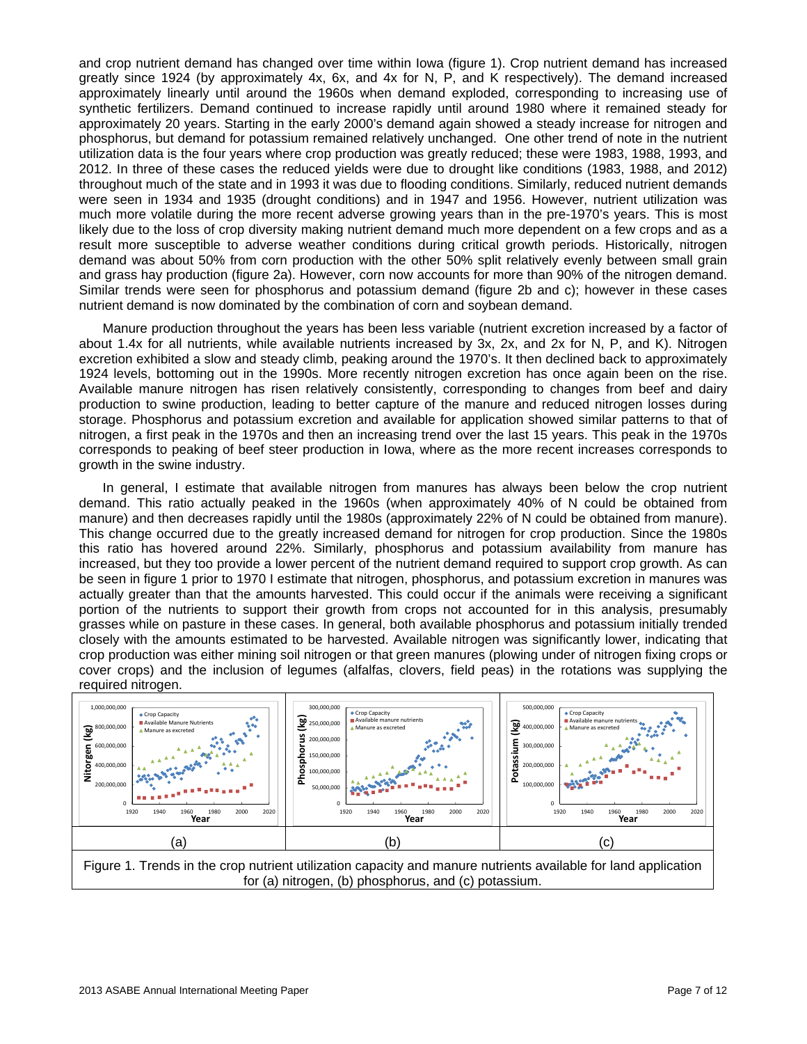and crop nutrient demand has changed over time within Iowa (figure 1). Crop nutrient demand has increased greatly since 1924 (by approximately 4x, 6x, and 4x for N, P, and K respectively). The demand increased approximately linearly until around the 1960s when demand exploded, corresponding to increasing use of synthetic fertilizers. Demand continued to increase rapidly until around 1980 where it remained steady for approximately 20 years. Starting in the early 2000's demand again showed a steady increase for nitrogen and phosphorus, but demand for potassium remained relatively unchanged. One other trend of note in the nutrient utilization data is the four years where crop production was greatly reduced; these were 1983, 1988, 1993, and 2012. In three of these cases the reduced yields were due to drought like conditions (1983, 1988, and 2012) throughout much of the state and in 1993 it was due to flooding conditions. Similarly, reduced nutrient demands were seen in 1934 and 1935 (drought conditions) and in 1947 and 1956. However, nutrient utilization was much more volatile during the more recent adverse growing years than in the pre-1970's years. This is most likely due to the loss of crop diversity making nutrient demand much more dependent on a few crops and as a result more susceptible to adverse weather conditions during critical growth periods. Historically, nitrogen demand was about 50% from corn production with the other 50% split relatively evenly between small grain and grass hay production (figure 2a). However, corn now accounts for more than 90% of the nitrogen demand. Similar trends were seen for phosphorus and potassium demand (figure 2b and c); however in these cases nutrient demand is now dominated by the combination of corn and soybean demand.

Manure production throughout the years has been less variable (nutrient excretion increased by a factor of about 1.4x for all nutrients, while available nutrients increased by 3x, 2x, and 2x for N, P, and K). Nitrogen excretion exhibited a slow and steady climb, peaking around the 1970's. It then declined back to approximately 1924 levels, bottoming out in the 1990s. More recently nitrogen excretion has once again been on the rise. Available manure nitrogen has risen relatively consistently, corresponding to changes from beef and dairy production to swine production, leading to better capture of the manure and reduced nitrogen losses during storage. Phosphorus and potassium excretion and available for application showed similar patterns to that of nitrogen, a first peak in the 1970s and then an increasing trend over the last 15 years. This peak in the 1970s corresponds to peaking of beef steer production in Iowa, where as the more recent increases corresponds to growth in the swine industry.

In general, I estimate that available nitrogen from manures has always been below the crop nutrient demand. This ratio actually peaked in the 1960s (when approximately 40% of N could be obtained from manure) and then decreases rapidly until the 1980s (approximately 22% of N could be obtained from manure). This change occurred due to the greatly increased demand for nitrogen for crop production. Since the 1980s this ratio has hovered around 22%. Similarly, phosphorus and potassium availability from manure has increased, but they too provide a lower percent of the nutrient demand required to support crop growth. As can be seen in figure 1 prior to 1970 I estimate that nitrogen, phosphorus, and potassium excretion in manures was actually greater than that the amounts harvested. This could occur if the animals were receiving a significant portion of the nutrients to support their growth from crops not accounted for in this analysis, presumably grasses while on pasture in these cases. In general, both available phosphorus and potassium initially trended closely with the amounts estimated to be harvested. Available nitrogen was significantly lower, indicating that crop production was either mining soil nitrogen or that green manures (plowing under of nitrogen fixing crops or cover crops) and the inclusion of legumes (alfalfas, clovers, field peas) in the rotations was supplying the required nitrogen.

(a) (b) (c)

Figure 1. Trends in the crop nutrient utilization capacity and manure nutrients available for land application for (a) nitrogen, (b) phosphorus, and (c) potassium.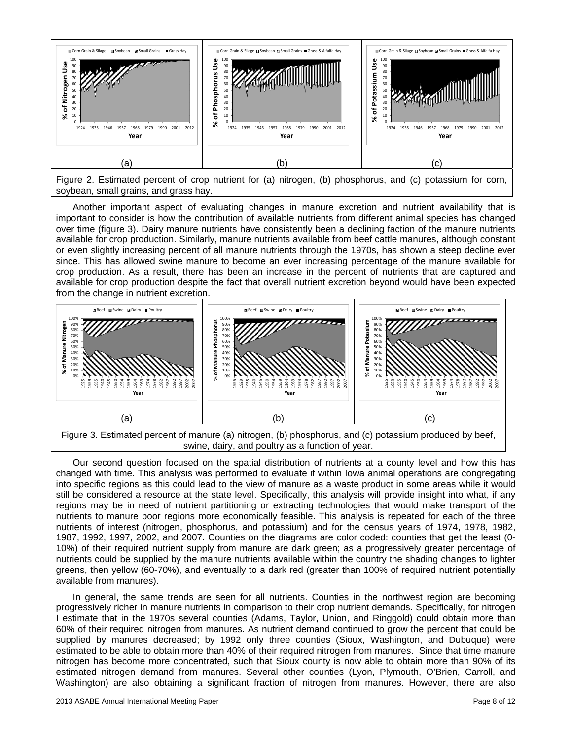| (a) | (b) | (c) |
|---|---|---|

Figure 2. Estimated percent of crop nutrient for (a) nitrogen, (b) phosphorus, and (c) potassium for corn, soybean, small grains, and grass hay.

Another important aspect of evaluating changes in manure excretion and nutrient availability that is important to consider is how the contribution of available nutrients from different animal species has changed over time (figure 3). Dairy manure nutrients have consistently been a declining faction of the manure nutrients available for crop production. Similarly, manure nutrients available from beef cattle manures, although constant or even slightly increasing percent of all manure nutrients through the 1970s, has shown a steep decline ever since. This has allowed swine manure to become an ever increasing percentage of the manure available for crop production. As a result, there has been an increase in the percent of nutrients that are captured and available for crop production despite the fact that overall nutrient excretion beyond would have been expected from the change in nutrient excretion.

| (a) | (b) | (c) |
|---|---|---|

Figure 3. Estimated percent of manure (a) nitrogen, (b) phosphorus, and (c) potassium produced by beef, swine, dairy, and poultry as a function of year.

Our second question focused on the spatial distribution of nutrients at a county level and how this has changed with time. This analysis was performed to evaluate if within Iowa animal operations are congregating into specific regions as this could lead to the view of manure as a waste product in some areas while it would still be considered a resource at the state level. Specifically, this analysis will provide insight into what, if any regions may be in need of nutrient partitioning or extracting technologies that would make transport of the nutrients to manure poor regions more economically feasible. This analysis is repeated for each of the three nutrients of interest (nitrogen, phosphorus, and potassium) and for the census years of 1974, 1978, 1982, 1987, 1992, 1997, 2002, and 2007. Counties on the diagrams are color coded: counties that get the least (0-10%) of their required nutrient supply from manure are dark green; as a progressively greater percentage of nutrients could be supplied by the manure nutrients available within the country the shading changes to lighter greens, then yellow (60-70%), and eventually to a dark red (greater than 100% of required nutrient potentially available from manures).

In general, the same trends are seen for all nutrients. Counties in the northwest region are becoming progressively richer in manure nutrients in comparison to their crop nutrient demands. Specifically, for nitrogen I estimate that in the 1970s several counties (Adams, Taylor, Union, and Ringgold) could obtain more than 60% of their required nitrogen from manures. As nutrient demand continued to grow the percent that could be supplied by manures decreased; by 1992 only three counties (Sioux, Washington, and Dubuque) were estimated to be able to obtain more than 40% of their required nitrogen from manures. Since that time manure nitrogen has become more concentrated, such that Sioux county is now able to obtain more than 90% of its estimated nitrogen demand from manures. Several other counties (Lyon, Plymouth, O'Brien, Carroll, and Washington) are also obtaining a significant fraction of nitrogen from manures. However, there are also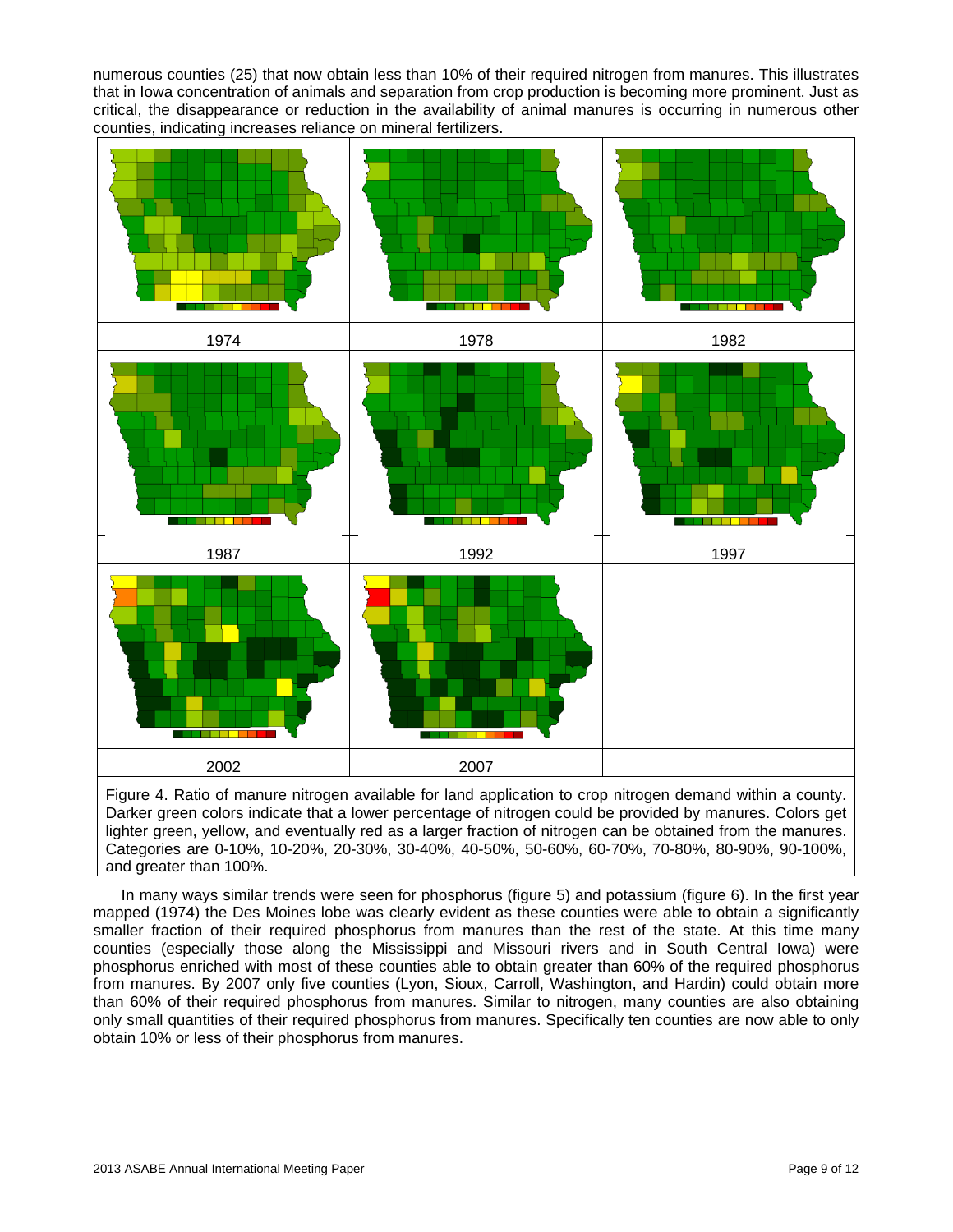numerous counties (25) that now obtain less than 10% of their required nitrogen from manures. This illustrates that in Iowa concentration of animals and separation from crop production is becoming more prominent. Just as critical, the disappearance or reduction in the availability of animal manures is occurring in numerous other counties, indicating increases reliance on mineral fertilizers.

| 1974 | 1978 | 1982 |
|---|---|---|
| 1987 | 1992 | 1997 |
| 2002 | 2007 | |

Figure 4. Ratio of manure nitrogen available for land application to crop nitrogen demand within a county. Darker green colors indicate that a lower percentage of nitrogen could be provided by manures. Colors get lighter green, yellow, and eventually red as a larger fraction of nitrogen can be obtained from the manures. Categories are 0-10%, 10-20%, 20-30%, 30-40%, 40-50%, 50-60%, 60-70%, 70-80%, 80-90%, 90-100%, and greater than 100%.

In many ways similar trends were seen for phosphorus (figure 5) and potassium (figure 6). In the first year mapped (1974) the Des Moines lobe was clearly evident as these counties were able to obtain a significantly smaller fraction of their required phosphorus from manures than the rest of the state. At this time many counties (especially those along the Mississippi and Missouri rivers and in South Central Iowa) were phosphorus enriched with most of these counties able to obtain greater than 60% of the required phosphorus from manures. By 2007 only five counties (Lyon, Sioux, Carroll, Washington, and Hardin) could obtain more than 60% of their required phosphorus from manures. Similar to nitrogen, many counties are also obtaining only small quantities of their required phosphorus from manures. Specifically ten counties are now able to only obtain 10% or less of their phosphorus from manures.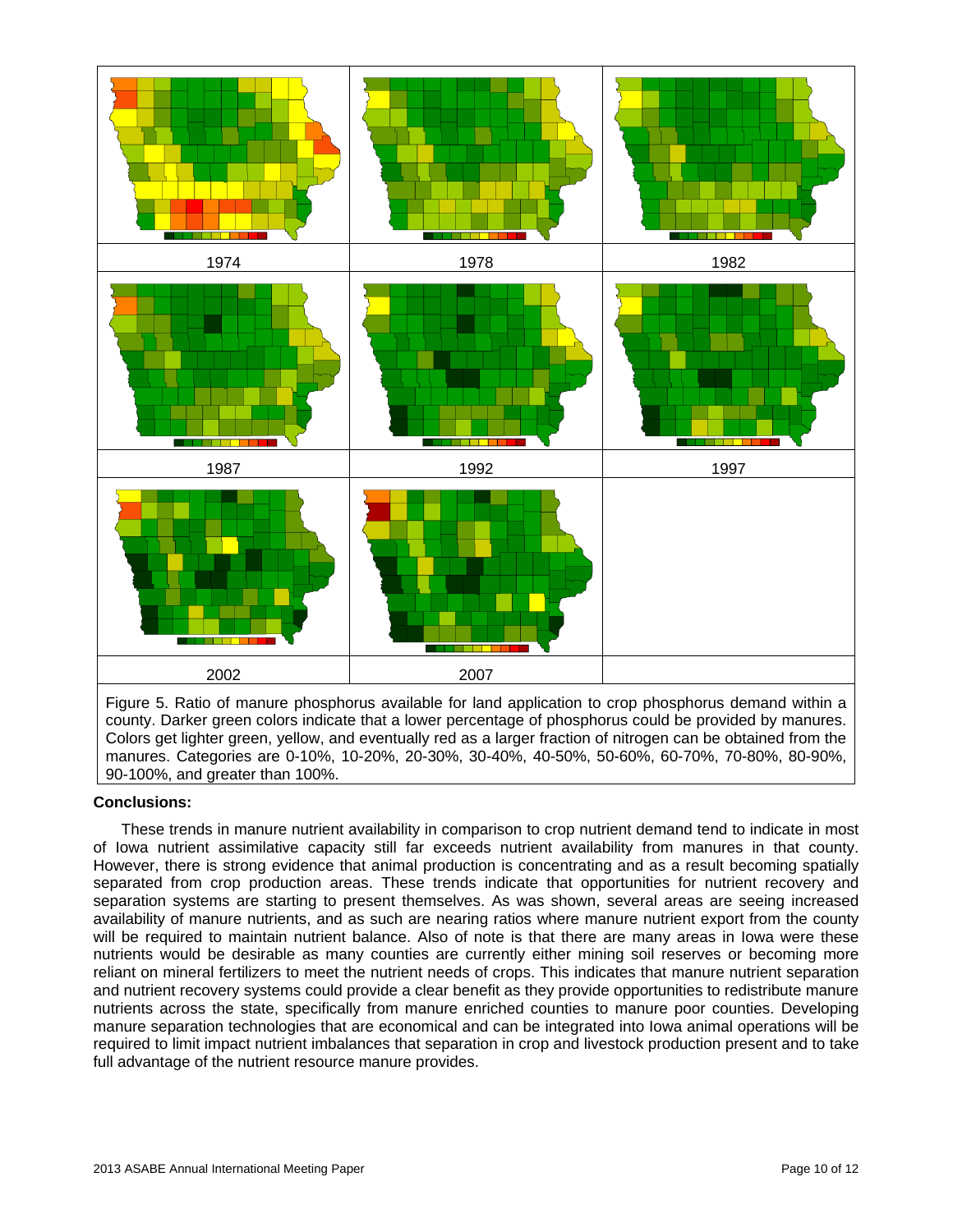| | | |
|---|---|---|
| 1974 | 1978 | 1982 |
| 1987 | 1992 | 1997 |
| 2002 | 2007 | |

Figure 5. Ratio of manure phosphorus available for land application to crop phosphorus demand within a county. Darker green colors indicate that a lower percentage of phosphorus could be provided by manures. Colors get lighter green, yellow, and eventually red as a larger fraction of nitrogen can be obtained from the manures. Categories are 0-10%, 10-20%, 20-30%, 30-40%, 40-50%, 50-60%, 60-70%, 70-80%, 80-90%, 90-100%, and greater than 100%.

**Conclusions:**

These trends in manure nutrient availability in comparison to crop nutrient demand tend to indicate in most of Iowa nutrient assimilative capacity still far exceeds nutrient availability from manures in that county. However, there is strong evidence that animal production is concentrating and as a result becoming spatially separated from crop production areas. These trends indicate that opportunities for nutrient recovery and separation systems are starting to present themselves. As was shown, several areas are seeing increased availability of manure nutrients, and as such are nearing ratios where manure nutrient export from the county will be required to maintain nutrient balance. Also of note is that there are many areas in Iowa were these nutrients would be desirable as many counties are currently either mining soil reserves or becoming more reliant on mineral fertilizers to meet the nutrient needs of crops. This indicates that manure nutrient separation and nutrient recovery systems could provide a clear benefit as they provide opportunities to redistribute manure nutrients across the state, specifically from manure enriched counties to manure poor counties. Developing manure separation technologies that are economical and can be integrated into Iowa animal operations will be required to limit impact nutrient imbalances that separation in crop and livestock production present and to take full advantage of the nutrient resource manure provides.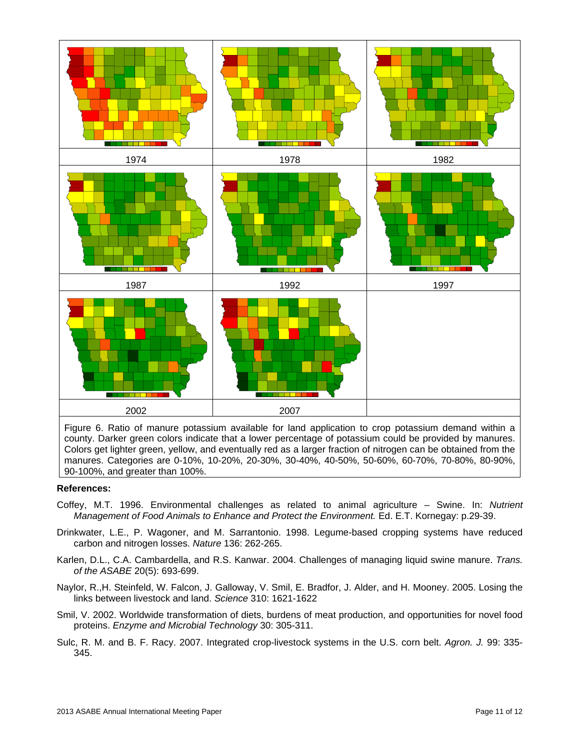1974

1978

1982

1987

1992

1997

2002

2007

Figure 6. Ratio of manure potassium available for land application to crop potassium demand within a county. Darker green colors indicate that a lower percentage of potassium could be provided by manures. Colors get lighter green, yellow, and eventually red as a larger fraction of nitrogen can be obtained from the manures. Categories are 0-10%, 10-20%, 20-30%, 30-40%, 40-50%, 50-60%, 60-70%, 70-80%, 80-90%, 90-100%, and greater than 100%.

**References:**

Coffey, M.T. 1996. Environmental challenges as related to animal agriculture – Swine. In: *Nutrient Management of Food Animals to Enhance and Protect the Environment.* Ed. E.T. Kornegay: p.29-39.

Drinkwater, L.E., P. Wagoner, and M. Sarrantonio. 1998. Legume-based cropping systems have reduced carbon and nitrogen losses. *Nature* 136: 262-265.

Karlen, D.L., C.A. Cambardella, and R.S. Kanwar. 2004. Challenges of managing liquid swine manure. *Trans. of the ASABE* 20(5): 693-699.

Naylor, R.,H. Steinfeld, W. Falcon, J. Galloway, V. Smil, E. Bradfor, J. Alder, and H. Mooney. 2005. Losing the links between livestock and land. *Science* 310: 1621-1622

Smil, V. 2002. Worldwide transformation of diets, burdens of meat production, and opportunities for novel food proteins. *Enzyme and Microbial Technology* 30: 305-311.

Sulc, R. M. and B. F. Racy. 2007. Integrated crop-livestock systems in the U.S. corn belt. *Agron. J.* 99: 335-345.